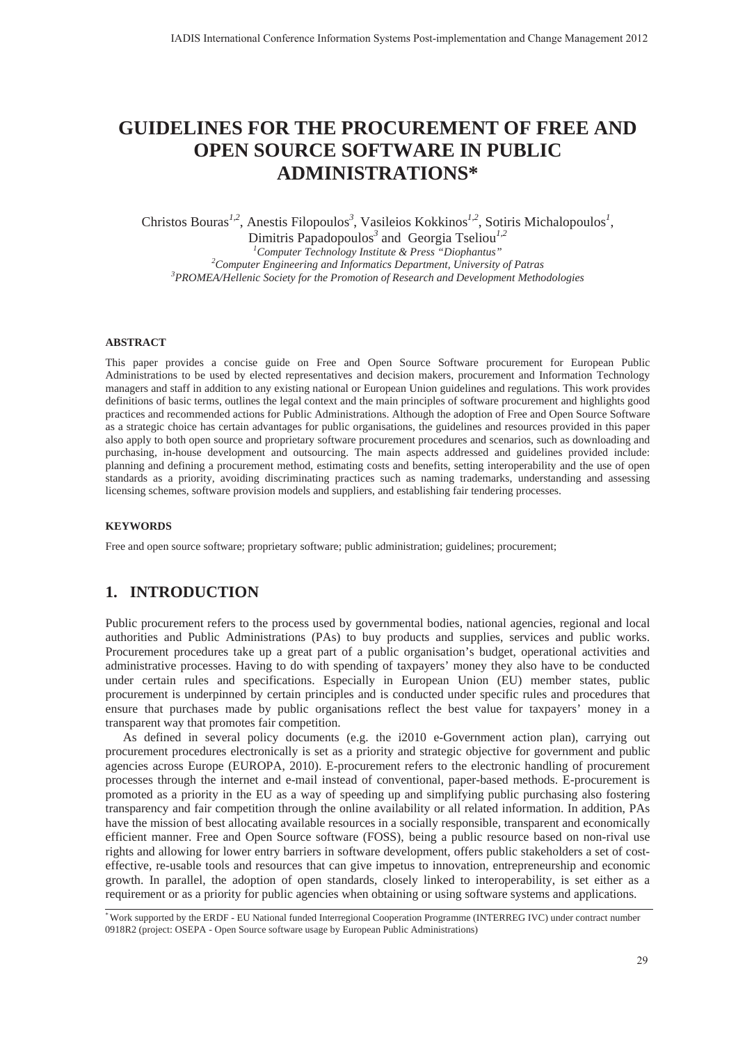# GUIDELINES FOR THE PROCUREMENT OF FREE AND OPEN SOURCE SOFTWARE IN PUBLIC ADMINISTRATIONS*

Christos Bouras[1,2], Anestis Filopoulos[3], Vasileios Kokkinos[1,2], Sotiris Michalopoulos[1], Dimitris Papadopoulos[3] and Georgia Tseliou[1,2]

[1]*Computer Technology Institute & Press "Diophantus"*
[2]*Computer Engineering and Informatics Department, University of Patras*
[3]*PROMEA/Hellenic Society for the Promotion of Research and Development Methodologies*

#### ABSTRACT

This paper provides a concise guide on Free and Open Source Software procurement for European Public Administrations to be used by elected representatives and decision makers, procurement and Information Technology managers and staff in addition to any existing national or European Union guidelines and regulations. This work provides definitions of basic terms, outlines the legal context and the main principles of software procurement and highlights good practices and recommended actions for Public Administrations. Although the adoption of Free and Open Source Software as a strategic choice has certain advantages for public organisations, the guidelines and resources provided in this paper also apply to both open source and proprietary software procurement procedures and scenarios, such as downloading and purchasing, in-house development and outsourcing. The main aspects addressed and guidelines provided include: planning and defining a procurement method, estimating costs and benefits, setting interoperability and the use of open standards as a priority, avoiding discriminating practices such as naming trademarks, understanding and assessing licensing schemes, software provision models and suppliers, and establishing fair tendering processes.

#### KEYWORDS

Free and open source software; proprietary software; public administration; guidelines; procurement;

## 1. INTRODUCTION

Public procurement refers to the process used by governmental bodies, national agencies, regional and local authorities and Public Administrations (PAs) to buy products and supplies, services and public works. Procurement procedures take up a great part of a public organisation's budget, operational activities and administrative processes. Having to do with spending of taxpayers' money they also have to be conducted under certain rules and specifications. Especially in European Union (EU) member states, public procurement is underpinned by certain principles and is conducted under specific rules and procedures that ensure that purchases made by public organisations reflect the best value for taxpayers' money in a transparent way that promotes fair competition.

As defined in several policy documents (e.g. the i2010 e-Government action plan), carrying out procurement procedures electronically is set as a priority and strategic objective for government and public agencies across Europe (EUROPA, 2010). E-procurement refers to the electronic handling of procurement processes through the internet and e-mail instead of conventional, paper-based methods. E-procurement is promoted as a priority in the EU as a way of speeding up and simplifying public purchasing also fostering transparency and fair competition through the online availability or all related information. In addition, PAs have the mission of best allocating available resources in a socially responsible, transparent and economically efficient manner. Free and Open Source software (FOSS), being a public resource based on non-rival use rights and allowing for lower entry barriers in software development, offers public stakeholders a set of cost-effective, re-usable tools and resources that can give impetus to innovation, entrepreneurship and economic growth. In parallel, the adoption of open standards, closely linked to interoperability, is set either as a requirement or as a priority for public agencies when obtaining or using software systems and applications.

* Work supported by the ERDF - EU National funded Interregional Cooperation Programme (INTERREG IVC) under contract number 0918R2 (project: OSEPA - Open Source software usage by European Public Administrations)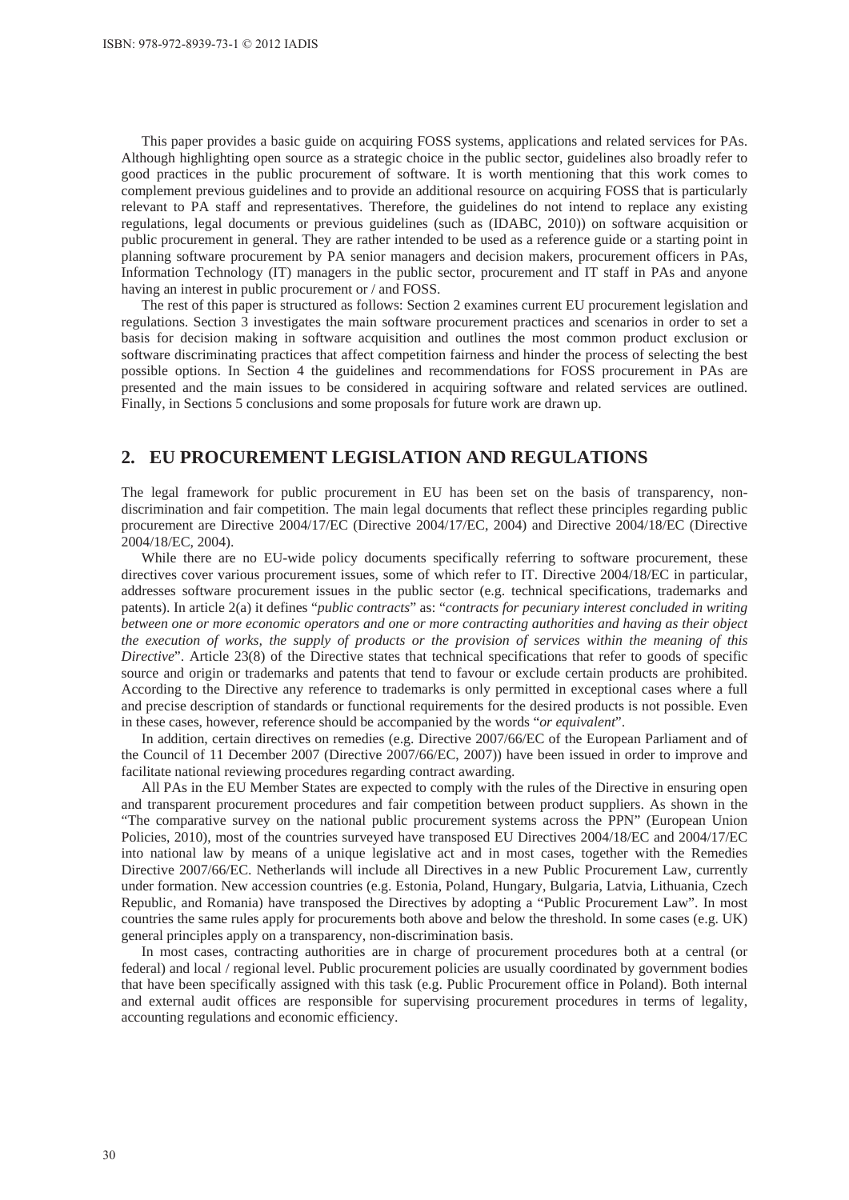This paper provides a basic guide on acquiring FOSS systems, applications and related services for PAs. Although highlighting open source as a strategic choice in the public sector, guidelines also broadly refer to good practices in the public procurement of software. It is worth mentioning that this work comes to complement previous guidelines and to provide an additional resource on acquiring FOSS that is particularly relevant to PA staff and representatives. Therefore, the guidelines do not intend to replace any existing regulations, legal documents or previous guidelines (such as (IDABC, 2010)) on software acquisition or public procurement in general. They are rather intended to be used as a reference guide or a starting point in planning software procurement by PA senior managers and decision makers, procurement officers in PAs, Information Technology (IT) managers in the public sector, procurement and IT staff in PAs and anyone having an interest in public procurement or / and FOSS.

The rest of this paper is structured as follows: Section 2 examines current EU procurement legislation and regulations. Section 3 investigates the main software procurement practices and scenarios in order to set a basis for decision making in software acquisition and outlines the most common product exclusion or software discriminating practices that affect competition fairness and hinder the process of selecting the best possible options. In Section 4 the guidelines and recommendations for FOSS procurement in PAs are presented and the main issues to be considered in acquiring software and related services are outlined. Finally, in Sections 5 conclusions and some proposals for future work are drawn up.

## 2. EU PROCUREMENT LEGISLATION AND REGULATIONS

The legal framework for public procurement in EU has been set on the basis of transparency, non-discrimination and fair competition. The main legal documents that reflect these principles regarding public procurement are Directive 2004/17/EC (Directive 2004/17/EC, 2004) and Directive 2004/18/EC (Directive 2004/18/EC, 2004).

While there are no EU-wide policy documents specifically referring to software procurement, these directives cover various procurement issues, some of which refer to IT. Directive 2004/18/EC in particular, addresses software procurement issues in the public sector (e.g. technical specifications, trademarks and patents). In article 2(a) it defines "*public contracts*" as: "*contracts for pecuniary interest concluded in writing between one or more economic operators and one or more contracting authorities and having as their object the execution of works, the supply of products or the provision of services within the meaning of this Directive*". Article 23(8) of the Directive states that technical specifications that refer to goods of specific source and origin or trademarks and patents that tend to favour or exclude certain products are prohibited. According to the Directive any reference to trademarks is only permitted in exceptional cases where a full and precise description of standards or functional requirements for the desired products is not possible. Even in these cases, however, reference should be accompanied by the words "*or equivalent*".

In addition, certain directives on remedies (e.g. Directive 2007/66/EC of the European Parliament and of the Council of 11 December 2007 (Directive 2007/66/EC, 2007)) have been issued in order to improve and facilitate national reviewing procedures regarding contract awarding.

All PAs in the EU Member States are expected to comply with the rules of the Directive in ensuring open and transparent procurement procedures and fair competition between product suppliers. As shown in the "The comparative survey on the national public procurement systems across the PPN" (European Union Policies, 2010), most of the countries surveyed have transposed EU Directives 2004/18/EC and 2004/17/EC into national law by means of a unique legislative act and in most cases, together with the Remedies Directive 2007/66/EC. Netherlands will include all Directives in a new Public Procurement Law, currently under formation. New accession countries (e.g. Estonia, Poland, Hungary, Bulgaria, Latvia, Lithuania, Czech Republic, and Romania) have transposed the Directives by adopting a "Public Procurement Law". In most countries the same rules apply for procurements both above and below the threshold. In some cases (e.g. UK) general principles apply on a transparency, non-discrimination basis.

In most cases, contracting authorities are in charge of procurement procedures both at a central (or federal) and local / regional level. Public procurement policies are usually coordinated by government bodies that have been specifically assigned with this task (e.g. Public Procurement office in Poland). Both internal and external audit offices are responsible for supervising procurement procedures in terms of legality, accounting regulations and economic efficiency.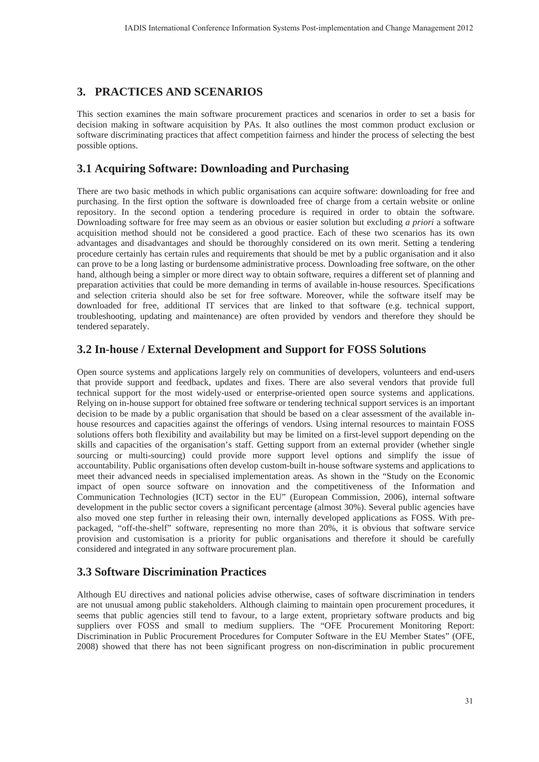## 3. PRACTICES AND SCENARIOS

This section examines the main software procurement practices and scenarios in order to set a basis for decision making in software acquisition by PAs. It also outlines the most common product exclusion or software discriminating practices that affect competition fairness and hinder the process of selecting the best possible options.

### 3.1 Acquiring Software: Downloading and Purchasing

There are two basic methods in which public organisations can acquire software: downloading for free and purchasing. In the first option the software is downloaded free of charge from a certain website or online repository. In the second option a tendering procedure is required in order to obtain the software. Downloading software for free may seem as an obvious or easier solution but excluding *a priori* a software acquisition method should not be considered a good practice. Each of these two scenarios has its own advantages and disadvantages and should be thoroughly considered on its own merit. Setting a tendering procedure certainly has certain rules and requirements that should be met by a public organisation and it also can prove to be a long lasting or burdensome administrative process. Downloading free software, on the other hand, although being a simpler or more direct way to obtain software, requires a different set of planning and preparation activities that could be more demanding in terms of available in-house resources. Specifications and selection criteria should also be set for free software. Moreover, while the software itself may be downloaded for free, additional IT services that are linked to that software (e.g. technical support, troubleshooting, updating and maintenance) are often provided by vendors and therefore they should be tendered separately.

### 3.2 In-house / External Development and Support for FOSS Solutions

Open source systems and applications largely rely on communities of developers, volunteers and end-users that provide support and feedback, updates and fixes. There are also several vendors that provide full technical support for the most widely-used or enterprise-oriented open source systems and applications. Relying on in-house support for obtained free software or tendering technical support services is an important decision to be made by a public organisation that should be based on a clear assessment of the available in-house resources and capacities against the offerings of vendors. Using internal resources to maintain FOSS solutions offers both flexibility and availability but may be limited on a first-level support depending on the skills and capacities of the organisation's staff. Getting support from an external provider (whether single sourcing or multi-sourcing) could provide more support level options and simplify the issue of accountability. Public organisations often develop custom-built in-house software systems and applications to meet their advanced needs in specialised implementation areas. As shown in the "Study on the Economic impact of open source software on innovation and the competitiveness of the Information and Communication Technologies (ICT) sector in the EU" (European Commission, 2006), internal software development in the public sector covers a significant percentage (almost 30%). Several public agencies have also moved one step further in releasing their own, internally developed applications as FOSS. With pre-packaged, "off-the-shelf" software, representing no more than 20%, it is obvious that software service provision and customisation is a priority for public organisations and therefore it should be carefully considered and integrated in any software procurement plan.

### 3.3 Software Discrimination Practices

Although EU directives and national policies advise otherwise, cases of software discrimination in tenders are not unusual among public stakeholders. Although claiming to maintain open procurement procedures, it seems that public agencies still tend to favour, to a large extent, proprietary software products and big suppliers over FOSS and small to medium suppliers. The "OFE Procurement Monitoring Report: Discrimination in Public Procurement Procedures for Computer Software in the EU Member States" (OFE, 2008) showed that there has not been significant progress on non-discrimination in public procurement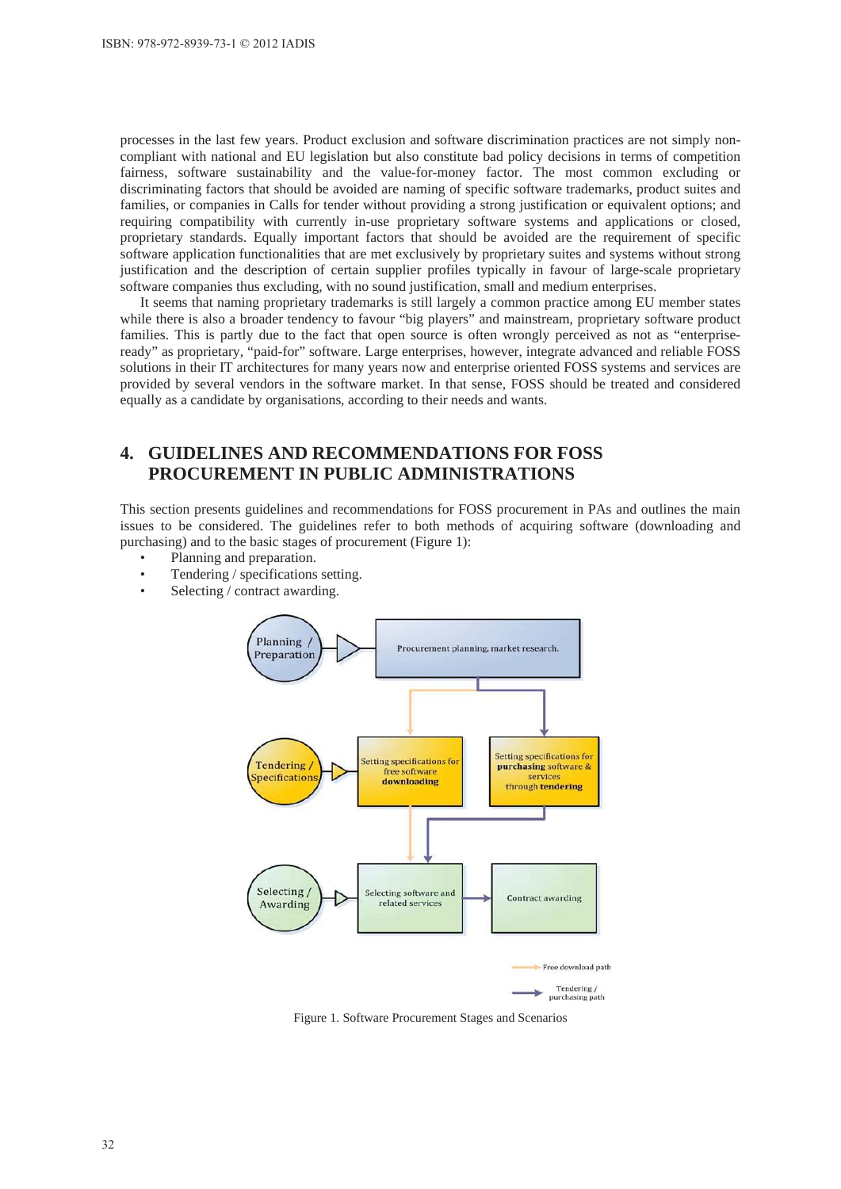processes in the last few years. Product exclusion and software discrimination practices are not simply non-compliant with national and EU legislation but also constitute bad policy decisions in terms of competition fairness, software sustainability and the value-for-money factor. The most common excluding or discriminating factors that should be avoided are naming of specific software trademarks, product suites and families, or companies in Calls for tender without providing a strong justification or equivalent options; and requiring compatibility with currently in-use proprietary software systems and applications or closed, proprietary standards. Equally important factors that should be avoided are the requirement of specific software application functionalities that are met exclusively by proprietary suites and systems without strong justification and the description of certain supplier profiles typically in favour of large-scale proprietary software companies thus excluding, with no sound justification, small and medium enterprises.

It seems that naming proprietary trademarks is still largely a common practice among EU member states while there is also a broader tendency to favour "big players" and mainstream, proprietary software product families. This is partly due to the fact that open source is often wrongly perceived as not as "enterprise-ready" as proprietary, "paid-for" software. Large enterprises, however, integrate advanced and reliable FOSS solutions in their IT architectures for many years now and enterprise oriented FOSS systems and services are provided by several vendors in the software market. In that sense, FOSS should be treated and considered equally as a candidate by organisations, according to their needs and wants.

## 4. GUIDELINES AND RECOMMENDATIONS FOR FOSS PROCUREMENT IN PUBLIC ADMINISTRATIONS

This section presents guidelines and recommendations for FOSS procurement in PAs and outlines the main issues to be considered. The guidelines refer to both methods of acquiring software (downloading and purchasing) and to the basic stages of procurement (Figure 1):

- Planning and preparation.
- Tendering / specifications setting.
- Selecting / contract awarding.

Figure 1. Software Procurement Stages and Scenarios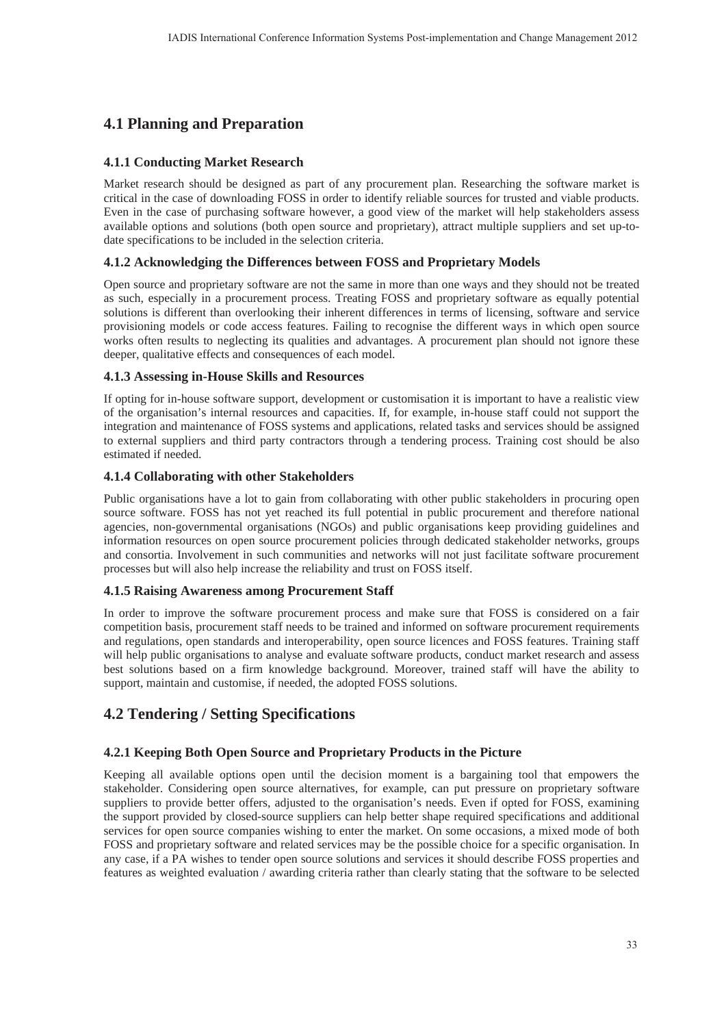## 4.1 Planning and Preparation

### 4.1.1 Conducting Market Research

Market research should be designed as part of any procurement plan. Researching the software market is critical in the case of downloading FOSS in order to identify reliable sources for trusted and viable products. Even in the case of purchasing software however, a good view of the market will help stakeholders assess available options and solutions (both open source and proprietary), attract multiple suppliers and set up-to-date specifications to be included in the selection criteria.

### 4.1.2 Acknowledging the Differences between FOSS and Proprietary Models

Open source and proprietary software are not the same in more than one ways and they should not be treated as such, especially in a procurement process. Treating FOSS and proprietary software as equally potential solutions is different than overlooking their inherent differences in terms of licensing, software and service provisioning models or code access features. Failing to recognise the different ways in which open source works often results to neglecting its qualities and advantages. A procurement plan should not ignore these deeper, qualitative effects and consequences of each model.

### 4.1.3 Assessing in-House Skills and Resources

If opting for in-house software support, development or customisation it is important to have a realistic view of the organisation's internal resources and capacities. If, for example, in-house staff could not support the integration and maintenance of FOSS systems and applications, related tasks and services should be assigned to external suppliers and third party contractors through a tendering process. Training cost should be also estimated if needed.

### 4.1.4 Collaborating with other Stakeholders

Public organisations have a lot to gain from collaborating with other public stakeholders in procuring open source software. FOSS has not yet reached its full potential in public procurement and therefore national agencies, non-governmental organisations (NGOs) and public organisations keep providing guidelines and information resources on open source procurement policies through dedicated stakeholder networks, groups and consortia. Involvement in such communities and networks will not just facilitate software procurement processes but will also help increase the reliability and trust on FOSS itself.

### 4.1.5 Raising Awareness among Procurement Staff

In order to improve the software procurement process and make sure that FOSS is considered on a fair competition basis, procurement staff needs to be trained and informed on software procurement requirements and regulations, open standards and interoperability, open source licences and FOSS features. Training staff will help public organisations to analyse and evaluate software products, conduct market research and assess best solutions based on a firm knowledge background. Moreover, trained staff will have the ability to support, maintain and customise, if needed, the adopted FOSS solutions.

## 4.2 Tendering / Setting Specifications

### 4.2.1 Keeping Both Open Source and Proprietary Products in the Picture

Keeping all available options open until the decision moment is a bargaining tool that empowers the stakeholder. Considering open source alternatives, for example, can put pressure on proprietary software suppliers to provide better offers, adjusted to the organisation's needs. Even if opted for FOSS, examining the support provided by closed-source suppliers can help better shape required specifications and additional services for open source companies wishing to enter the market. On some occasions, a mixed mode of both FOSS and proprietary software and related services may be the possible choice for a specific organisation. In any case, if a PA wishes to tender open source solutions and services it should describe FOSS properties and features as weighted evaluation / awarding criteria rather than clearly stating that the software to be selected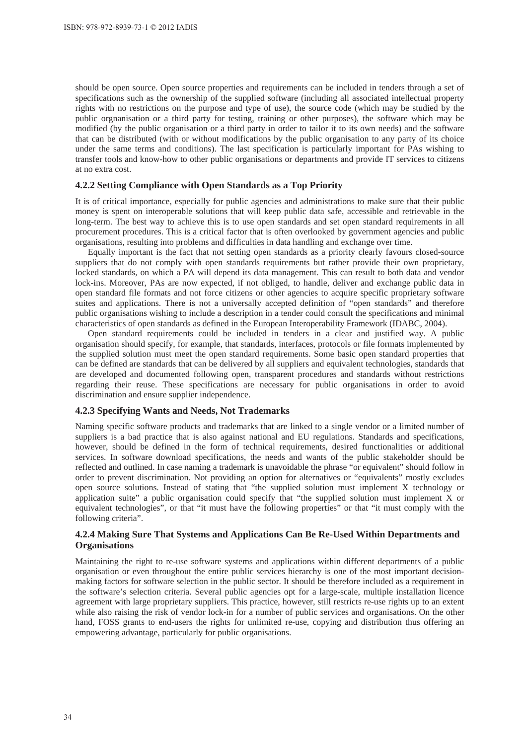should be open source. Open source properties and requirements can be included in tenders through a set of specifications such as the ownership of the supplied software (including all associated intellectual property rights with no restrictions on the purpose and type of use), the source code (which may be studied by the public orgnanisation or a third party for testing, training or other purposes), the software which may be modified (by the public organisation or a third party in order to tailor it to its own needs) and the software that can be distributed (with or without modifications by the public organisation to any party of its choice under the same terms and conditions). The last specification is particularly important for PAs wishing to transfer tools and know-how to other public organisations or departments and provide IT services to citizens at no extra cost.

#### 4.2.2 Setting Compliance with Open Standards as a Top Priority

It is of critical importance, especially for public agencies and administrations to make sure that their public money is spent on interoperable solutions that will keep public data safe, accessible and retrievable in the long-term. The best way to achieve this is to use open standards and set open standard requirements in all procurement procedures. This is a critical factor that is often overlooked by government agencies and public organisations, resulting into problems and difficulties in data handling and exchange over time.

Equally important is the fact that not setting open standards as a priority clearly favours closed-source suppliers that do not comply with open standards requirements but rather provide their own proprietary, locked standards, on which a PA will depend its data management. This can result to both data and vendor lock-ins. Moreover, PAs are now expected, if not obliged, to handle, deliver and exchange public data in open standard file formats and not force citizens or other agencies to acquire specific proprietary software suites and applications. There is not a universally accepted definition of "open standards" and therefore public organisations wishing to include a description in a tender could consult the specifications and minimal characteristics of open standards as defined in the European Interoperability Framework (IDABC, 2004).

Open standard requirements could be included in tenders in a clear and justified way. A public organisation should specify, for example, that standards, interfaces, protocols or file formats implemented by the supplied solution must meet the open standard requirements. Some basic open standard properties that can be defined are standards that can be delivered by all suppliers and equivalent technologies, standards that are developed and documented following open, transparent procedures and standards without restrictions regarding their reuse. These specifications are necessary for public organisations in order to avoid discrimination and ensure supplier independence.

#### 4.2.3 Specifying Wants and Needs, Not Trademarks

Naming specific software products and trademarks that are linked to a single vendor or a limited number of suppliers is a bad practice that is also against national and EU regulations. Standards and specifications, however, should be defined in the form of technical requirements, desired functionalities or additional services. In software download specifications, the needs and wants of the public stakeholder should be reflected and outlined. In case naming a trademark is unavoidable the phrase "or equivalent" should follow in order to prevent discrimination. Not providing an option for alternatives or "equivalents" mostly excludes open source solutions. Instead of stating that "the supplied solution must implement X technology or application suite" a public organisation could specify that "the supplied solution must implement X or equivalent technologies", or that "it must have the following properties" or that "it must comply with the following criteria".

#### 4.2.4 Making Sure That Systems and Applications Can Be Re-Used Within Departments and Organisations

Maintaining the right to re-use software systems and applications within different departments of a public organisation or even throughout the entire public services hierarchy is one of the most important decision-making factors for software selection in the public sector. It should be therefore included as a requirement in the software's selection criteria. Several public agencies opt for a large-scale, multiple installation licence agreement with large proprietary suppliers. This practice, however, still restricts re-use rights up to an extent while also raising the risk of vendor lock-in for a number of public services and organisations. On the other hand, FOSS grants to end-users the rights for unlimited re-use, copying and distribution thus offering an empowering advantage, particularly for public organisations.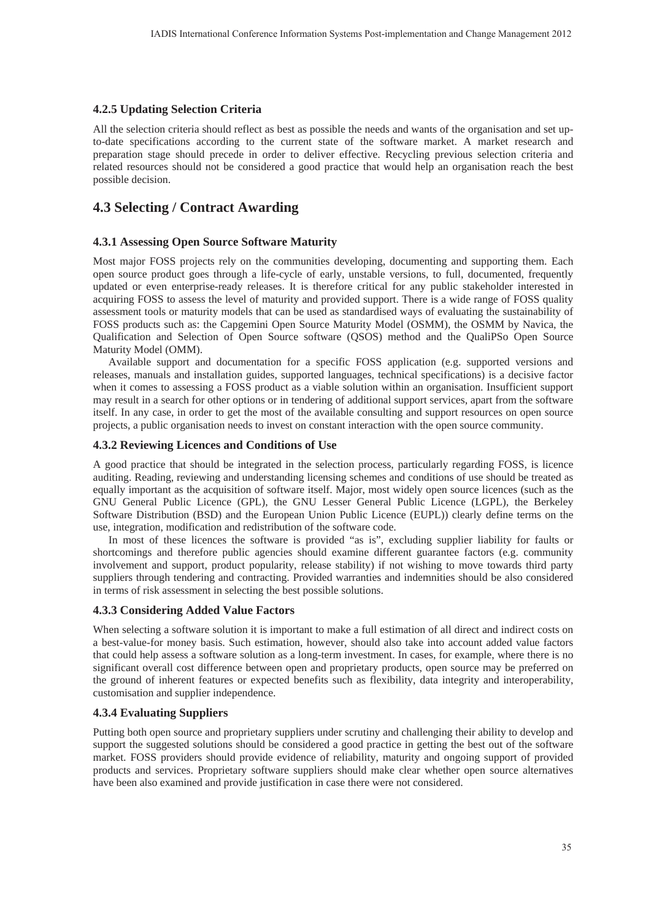### 4.2.5 Updating Selection Criteria

All the selection criteria should reflect as best as possible the needs and wants of the organisation and set up-to-date specifications according to the current state of the software market. A market research and preparation stage should precede in order to deliver effective. Recycling previous selection criteria and related resources should not be considered a good practice that would help an organisation reach the best possible decision.

## 4.3 Selecting / Contract Awarding

### 4.3.1 Assessing Open Source Software Maturity

Most major FOSS projects rely on the communities developing, documenting and supporting them. Each open source product goes through a life-cycle of early, unstable versions, to full, documented, frequently updated or even enterprise-ready releases. It is therefore critical for any public stakeholder interested in acquiring FOSS to assess the level of maturity and provided support. There is a wide range of FOSS quality assessment tools or maturity models that can be used as standardised ways of evaluating the sustainability of FOSS products such as: the Capgemini Open Source Maturity Model (OSMM), the OSMM by Navica, the Qualification and Selection of Open Source software (QSOS) method and the QualiPSo Open Source Maturity Model (OMM).

Available support and documentation for a specific FOSS application (e.g. supported versions and releases, manuals and installation guides, supported languages, technical specifications) is a decisive factor when it comes to assessing a FOSS product as a viable solution within an organisation. Insufficient support may result in a search for other options or in tendering of additional support services, apart from the software itself. In any case, in order to get the most of the available consulting and support resources on open source projects, a public organisation needs to invest on constant interaction with the open source community.

### 4.3.2 Reviewing Licences and Conditions of Use

A good practice that should be integrated in the selection process, particularly regarding FOSS, is licence auditing. Reading, reviewing and understanding licensing schemes and conditions of use should be treated as equally important as the acquisition of software itself. Major, most widely open source licences (such as the GNU General Public Licence (GPL), the GNU Lesser General Public Licence (LGPL), the Berkeley Software Distribution (BSD) and the European Union Public Licence (EUPL)) clearly define terms on the use, integration, modification and redistribution of the software code.

In most of these licences the software is provided "as is", excluding supplier liability for faults or shortcomings and therefore public agencies should examine different guarantee factors (e.g. community involvement and support, product popularity, release stability) if not wishing to move towards third party suppliers through tendering and contracting. Provided warranties and indemnities should be also considered in terms of risk assessment in selecting the best possible solutions.

### 4.3.3 Considering Added Value Factors

When selecting a software solution it is important to make a full estimation of all direct and indirect costs on a best-value-for money basis. Such estimation, however, should also take into account added value factors that could help assess a software solution as a long-term investment. In cases, for example, where there is no significant overall cost difference between open and proprietary products, open source may be preferred on the ground of inherent features or expected benefits such as flexibility, data integrity and interoperability, customisation and supplier independence.

### 4.3.4 Evaluating Suppliers

Putting both open source and proprietary suppliers under scrutiny and challenging their ability to develop and support the suggested solutions should be considered a good practice in getting the best out of the software market. FOSS providers should provide evidence of reliability, maturity and ongoing support of provided products and services. Proprietary software suppliers should make clear whether open source alternatives have been also examined and provide justification in case there were not considered.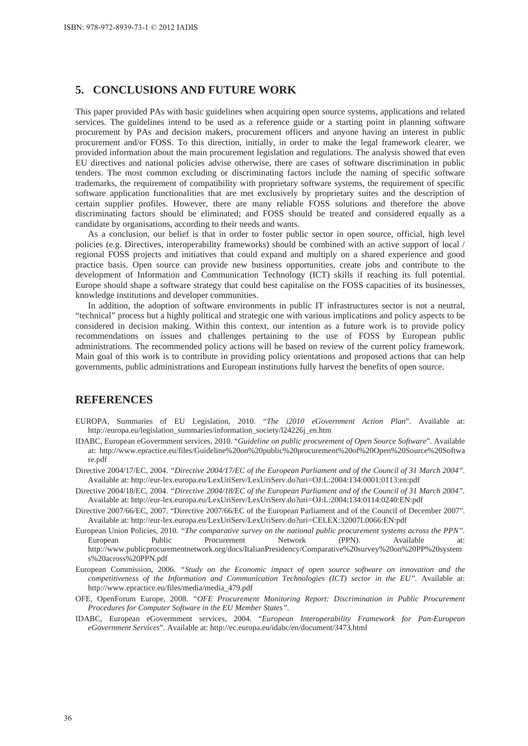## 5. CONCLUSIONS AND FUTURE WORK

This paper provided PAs with basic guidelines when acquiring open source systems, applications and related services. The guidelines intend to be used as a reference guide or a starting point in planning software procurement by PAs and decision makers, procurement officers and anyone having an interest in public procurement and/or FOSS. To this direction, initially, in order to make the legal framework clearer, we provided information about the main procurement legislation and regulations. The analysis showed that even EU directives and national policies advise otherwise, there are cases of software discrimination in public tenders. The most common excluding or discriminating factors include the naming of specific software trademarks, the requirement of compatibility with proprietary software systems, the requirement of specific software application functionalities that are met exclusively by proprietary suites and the description of certain supplier profiles. However, there are many reliable FOSS solutions and therefore the above discriminating factors should be eliminated; and FOSS should be treated and considered equally as a candidate by organisations, according to their needs and wants.

As a conclusion, our belief is that in order to foster public sector in open source, official, high level policies (e.g. Directives, interoperability frameworks) should be combined with an active support of local / regional FOSS projects and initiatives that could expand and multiply on a shared experience and good practice basis. Open source can provide new business opportunities, create jobs and contribute to the development of Information and Communication Technology (ICT) skills if reaching its full potential. Europe should shape a software strategy that could best capitalise on the FOSS capacities of its businesses, knowledge institutions and developer communities.

In addition, the adoption of software environments in public IT infrastructures sector is not a neutral, "technical" process but a highly political and strategic one with various implications and policy aspects to be considered in decision making. Within this context, our intention as a future work is to provide policy recommendations on issues and challenges pertaining to the use of FOSS by European public administrations. The recommended policy actions will be based on review of the current policy framework. Main goal of this work is to contribute in providing policy orientations and proposed actions that can help governments, public administrations and European institutions fully harvest the benefits of open source.

## REFERENCES

EUROPA, Summaries of EU Legislation, 2010. "*The i2010 eGovernment Action Plan*". Available at: http://europa.eu/legislation_summaries/information_society/l24226j_en.htm

IDABC, European eGovermment services, 2010. "*Guideline on public procurement of Open Source Software*". Available at: http://www.epractice.eu/files/Guideline%20on%20public%20procurement%20of%20Open%20Source%20Software.pdf

Directive 2004/17/EC, 2004. *"Directive 2004/17/EC of the European Parliament and of the Council of 31 March 2004"*. Available at: http://eur-lex.europa.eu/LexUriServ/LexUriServ.do?uri=OJ:L:2004:134:0001:0113:en:pdf

Directive 2004/18/EC, 2004. *"Directive 2004/18/EC of the European Parliament and of the Council of 31 March 2004"*. Available at: http://eur-lex.europa.eu/LexUriServ/LexUriServ.do?uri=OJ:L:2004:134:0114:0240:EN:pdf

Directive 2007/66/EC, 2007. "Directive 2007/66/EC of the European Parliament and of the Council of December 2007". Available at: http://eur-lex.europa.eu/LexUriServ/LexUriServ.do?uri=CELEX:32007L0066:EN:pdf

European Union Policies, 2010. *"The comparative survey on the national public procurement systems across the PPN"*. European Public Procurement Network (PPN). Available at: http://www.publicprocurementnetwork.org/docs/ItalianPresidency/Comparative%20survey%20on%20PP%20systems%20across%20PPN.pdf

European Commission, 2006. *"Study on the Economic impact of open source software on innovation and the competitiveness of the Information and Communication Technologies (ICT) sector in the EU"*. Available at: http://www.epractice.eu/files/media/media_479.pdf

OFE, OpenForum Europe, 2008. *"OFE Procurement Monitoring Report: Discrimination in Public Procurement Procedures for Computer Software in the EU Member States"*.

IDABC, European eGovermment services, 2004. "*European Interoperability Framework for Pan-European eGovernment Services*". Available at: http://ec.europa.eu/idabc/en/document/3473.html